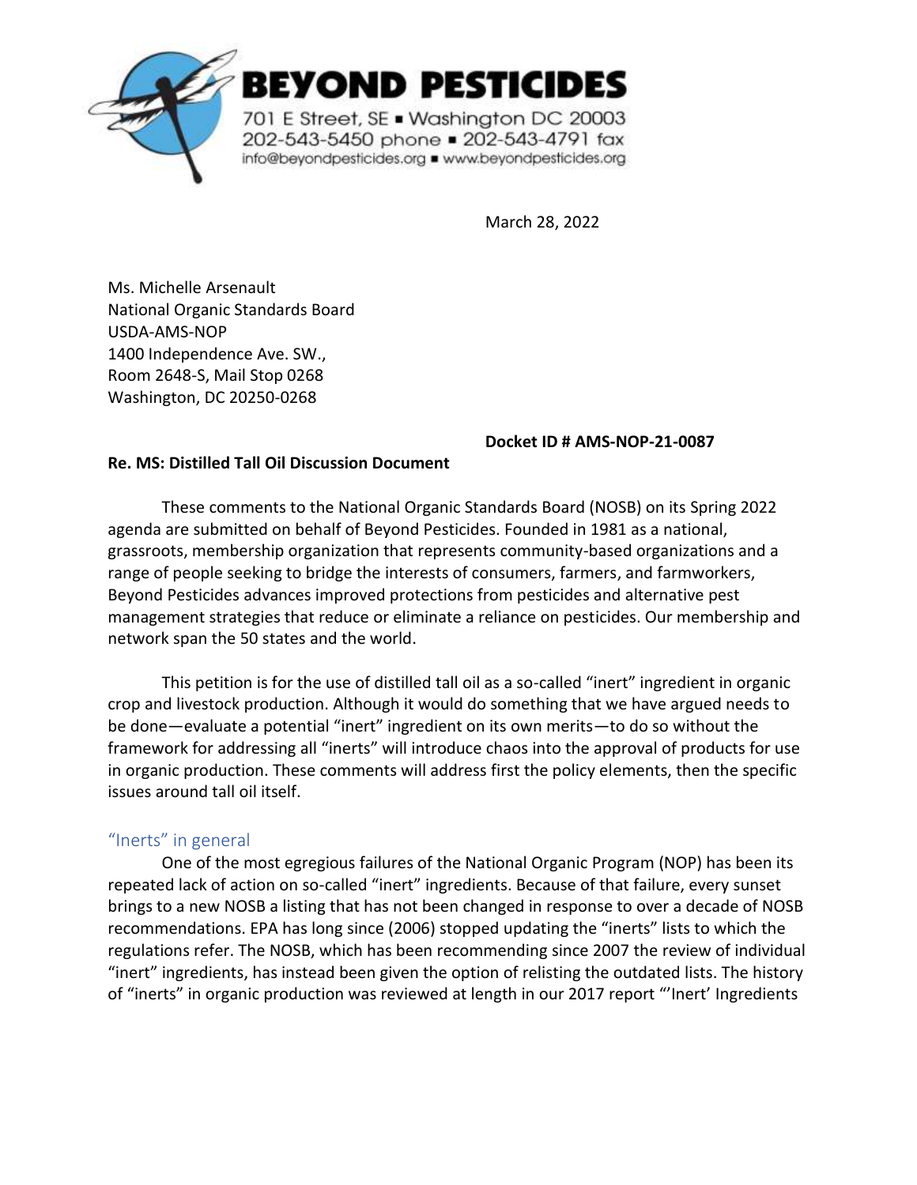**BEYOND PESTICIDES**

701 E Street, SE ▪ Washington DC 20003
202-543-5450 phone ▪ 202-543-4791 fax
info@beyondpesticides.org ▪ www.beyondpesticides.org

March 28, 2022

Ms. Michelle Arsenault
National Organic Standards Board
USDA-AMS-NOP
1400 Independence Ave. SW.,
Room 2648-S, Mail Stop 0268
Washington, DC 20250-0268

**Docket ID # AMS-NOP-21-0087**

**Re. MS: Distilled Tall Oil Discussion Document**

These comments to the National Organic Standards Board (NOSB) on its Spring 2022 agenda are submitted on behalf of Beyond Pesticides. Founded in 1981 as a national, grassroots, membership organization that represents community-based organizations and a range of people seeking to bridge the interests of consumers, farmers, and farmworkers, Beyond Pesticides advances improved protections from pesticides and alternative pest management strategies that reduce or eliminate a reliance on pesticides. Our membership and network span the 50 states and the world.

This petition is for the use of distilled tall oil as a so-called "inert" ingredient in organic crop and livestock production. Although it would do something that we have argued needs to be done—evaluate a potential "inert" ingredient on its own merits—to do so without the framework for addressing all "inerts" will introduce chaos into the approval of products for use in organic production. These comments will address first the policy elements, then the specific issues around tall oil itself.

## "Inerts" in general

One of the most egregious failures of the National Organic Program (NOP) has been its repeated lack of action on so-called "inert" ingredients. Because of that failure, every sunset brings to a new NOSB a listing that has not been changed in response to over a decade of NOSB recommendations. EPA has long since (2006) stopped updating the "inerts" lists to which the regulations refer. The NOSB, which has been recommending since 2007 the review of individual "inert" ingredients, has instead been given the option of relisting the outdated lists. The history of "inerts" in organic production was reviewed at length in our 2017 report "'Inert' Ingredients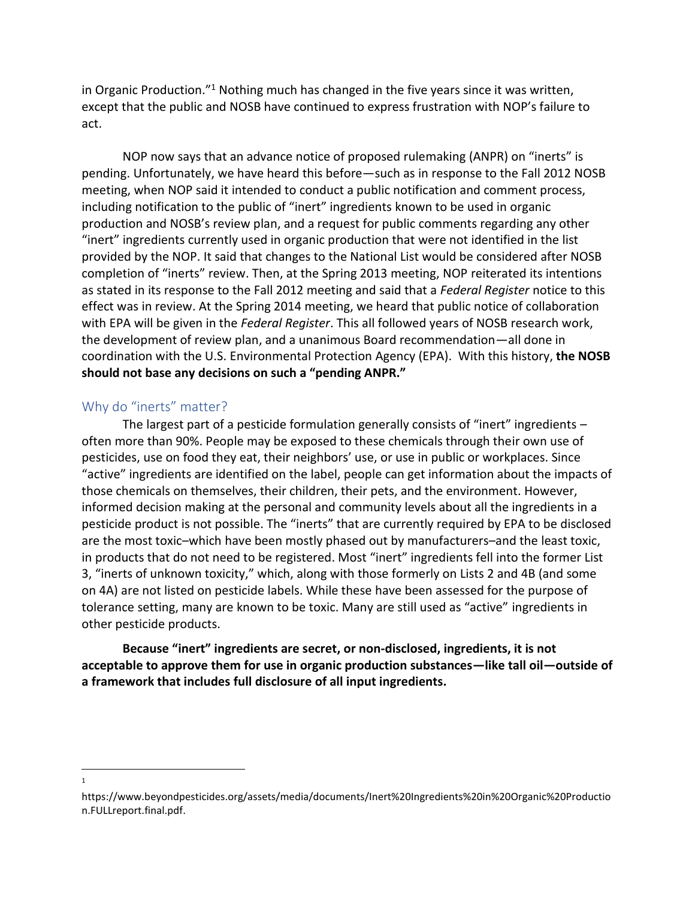in Organic Production."[1] Nothing much has changed in the five years since it was written, except that the public and NOSB have continued to express frustration with NOP's failure to act.

NOP now says that an advance notice of proposed rulemaking (ANPR) on "inerts" is pending. Unfortunately, we have heard this before—such as in response to the Fall 2012 NOSB meeting, when NOP said it intended to conduct a public notification and comment process, including notification to the public of "inert" ingredients known to be used in organic production and NOSB's review plan, and a request for public comments regarding any other "inert" ingredients currently used in organic production that were not identified in the list provided by the NOP. It said that changes to the National List would be considered after NOSB completion of "inerts" review. Then, at the Spring 2013 meeting, NOP reiterated its intentions as stated in its response to the Fall 2012 meeting and said that a *Federal Register* notice to this effect was in review. At the Spring 2014 meeting, we heard that public notice of collaboration with EPA will be given in the *Federal Register*. This all followed years of NOSB research work, the development of review plan, and a unanimous Board recommendation—all done in coordination with the U.S. Environmental Protection Agency (EPA). With this history, **the NOSB should not base any decisions on such a "pending ANPR."**

## Why do "inerts" matter?

The largest part of a pesticide formulation generally consists of "inert" ingredients – often more than 90%. People may be exposed to these chemicals through their own use of pesticides, use on food they eat, their neighbors' use, or use in public or workplaces. Since "active" ingredients are identified on the label, people can get information about the impacts of those chemicals on themselves, their children, their pets, and the environment. However, informed decision making at the personal and community levels about all the ingredients in a pesticide product is not possible. The "inerts" that are currently required by EPA to be disclosed are the most toxic–which have been mostly phased out by manufacturers–and the least toxic, in products that do not need to be registered. Most "inert" ingredients fell into the former List 3, "inerts of unknown toxicity," which, along with those formerly on Lists 2 and 4B (and some on 4A) are not listed on pesticide labels. While these have been assessed for the purpose of tolerance setting, many are known to be toxic. Many are still used as "active" ingredients in other pesticide products.

**Because "inert" ingredients are secret, or non-disclosed, ingredients, it is not acceptable to approve them for use in organic production substances—like tall oil—outside of a framework that includes full disclosure of all input ingredients.**

---

[1] https://www.beyondpesticides.org/assets/media/documents/Inert%20Ingredients%20in%20Organic%20Production.FULLreport.final.pdf.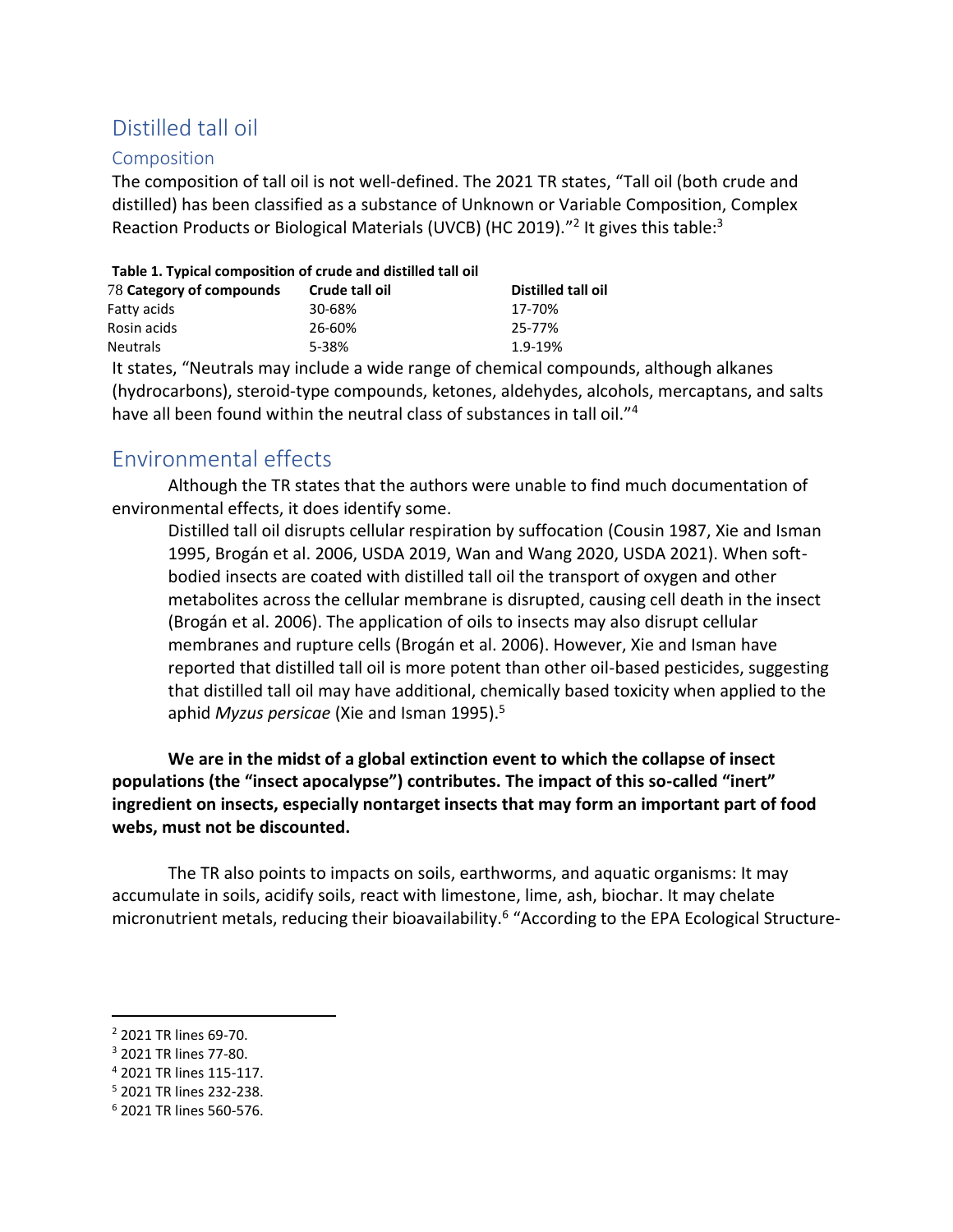## Distilled tall oil

### Composition

The composition of tall oil is not well-defined. The 2021 TR states, "Tall oil (both crude and distilled) has been classified as a substance of Unknown or Variable Composition, Complex Reaction Products or Biological Materials (UVCB) (HC 2019)."[2] It gives this table:[3]

**Table 1. Typical composition of crude and distilled tall oil**

| 78 **Category of compounds** | **Crude tall oil** | **Distilled tall oil** |
|---|---|---|
| Fatty acids | 30-68% | 17-70% |
| Rosin acids | 26-60% | 25-77% |
| Neutrals | 5-38% | 1.9-19% |

It states, "Neutrals may include a wide range of chemical compounds, although alkanes (hydrocarbons), steroid-type compounds, ketones, aldehydes, alcohols, mercaptans, and salts have all been found within the neutral class of substances in tall oil."[4]

## Environmental effects

Although the TR states that the authors were unable to find much documentation of environmental effects, it does identify some.

> Distilled tall oil disrupts cellular respiration by suffocation (Cousin 1987, Xie and Isman 1995, Brogán et al. 2006, USDA 2019, Wan and Wang 2020, USDA 2021). When soft-bodied insects are coated with distilled tall oil the transport of oxygen and other metabolites across the cellular membrane is disrupted, causing cell death in the insect (Brogán et al. 2006). The application of oils to insects may also disrupt cellular membranes and rupture cells (Brogán et al. 2006). However, Xie and Isman have reported that distilled tall oil is more potent than other oil-based pesticides, suggesting that distilled tall oil may have additional, chemically based toxicity when applied to the aphid *Myzus persicae* (Xie and Isman 1995).[5]

**We are in the midst of a global extinction event to which the collapse of insect populations (the "insect apocalypse") contributes. The impact of this so-called "inert" ingredient on insects, especially nontarget insects that may form an important part of food webs, must not be discounted.**

The TR also points to impacts on soils, earthworms, and aquatic organisms: It may accumulate in soils, acidify soils, react with limestone, lime, ash, biochar. It may chelate micronutrient metals, reducing their bioavailability.[6] "According to the EPA Ecological Structure-

---

[2] 2021 TR lines 69-70.

[3] 2021 TR lines 77-80.

[4] 2021 TR lines 115-117.

[5] 2021 TR lines 232-238.

[6] 2021 TR lines 560-576.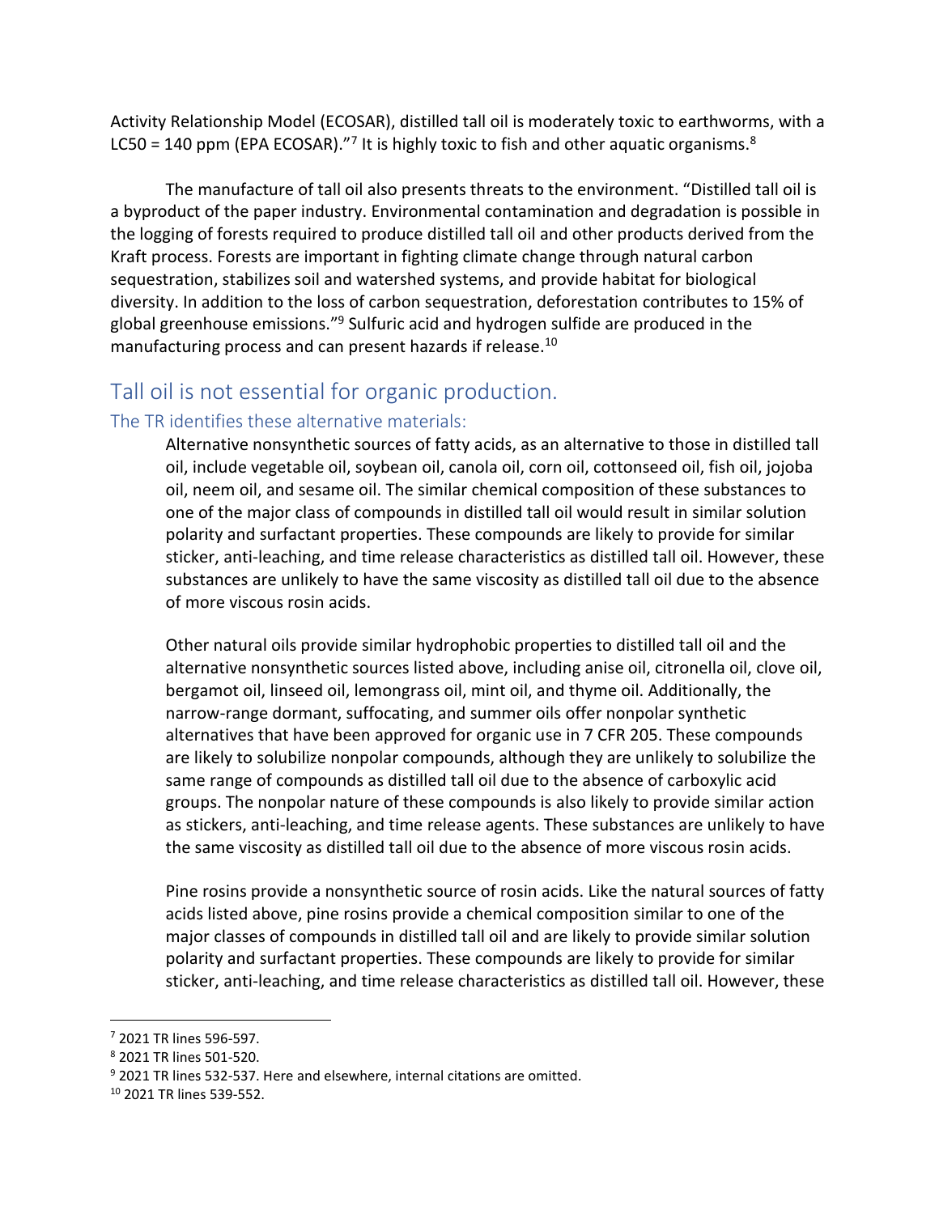Activity Relationship Model (ECOSAR), distilled tall oil is moderately toxic to earthworms, with a LC50 = 140 ppm (EPA ECOSAR)."[7] It is highly toxic to fish and other aquatic organisms.[8]

The manufacture of tall oil also presents threats to the environment. "Distilled tall oil is a byproduct of the paper industry. Environmental contamination and degradation is possible in the logging of forests required to produce distilled tall oil and other products derived from the Kraft process. Forests are important in fighting climate change through natural carbon sequestration, stabilizes soil and watershed systems, and provide habitat for biological diversity. In addition to the loss of carbon sequestration, deforestation contributes to 15% of global greenhouse emissions."[9] Sulfuric acid and hydrogen sulfide are produced in the manufacturing process and can present hazards if release.[10]

## Tall oil is not essential for organic production.

### The TR identifies these alternative materials:

> Alternative nonsynthetic sources of fatty acids, as an alternative to those in distilled tall oil, include vegetable oil, soybean oil, canola oil, corn oil, cottonseed oil, fish oil, jojoba oil, neem oil, and sesame oil. The similar chemical composition of these substances to one of the major class of compounds in distilled tall oil would result in similar solution polarity and surfactant properties. These compounds are likely to provide for similar sticker, anti-leaching, and time release characteristics as distilled tall oil. However, these substances are unlikely to have the same viscosity as distilled tall oil due to the absence of more viscous rosin acids.
>
> Other natural oils provide similar hydrophobic properties to distilled tall oil and the alternative nonsynthetic sources listed above, including anise oil, citronella oil, clove oil, bergamot oil, linseed oil, lemongrass oil, mint oil, and thyme oil. Additionally, the narrow-range dormant, suffocating, and summer oils offer nonpolar synthetic alternatives that have been approved for organic use in 7 CFR 205. These compounds are likely to solubilize nonpolar compounds, although they are unlikely to solubilize the same range of compounds as distilled tall oil due to the absence of carboxylic acid groups. The nonpolar nature of these compounds is also likely to provide similar action as stickers, anti-leaching, and time release agents. These substances are unlikely to have the same viscosity as distilled tall oil due to the absence of more viscous rosin acids.
>
> Pine rosins provide a nonsynthetic source of rosin acids. Like the natural sources of fatty acids listed above, pine rosins provide a chemical composition similar to one of the major classes of compounds in distilled tall oil and are likely to provide similar solution polarity and surfactant properties. These compounds are likely to provide for similar sticker, anti-leaching, and time release characteristics as distilled tall oil. However, these

---

[7] 2021 TR lines 596-597.

[8] 2021 TR lines 501-520.

[9] 2021 TR lines 532-537. Here and elsewhere, internal citations are omitted.

[10] 2021 TR lines 539-552.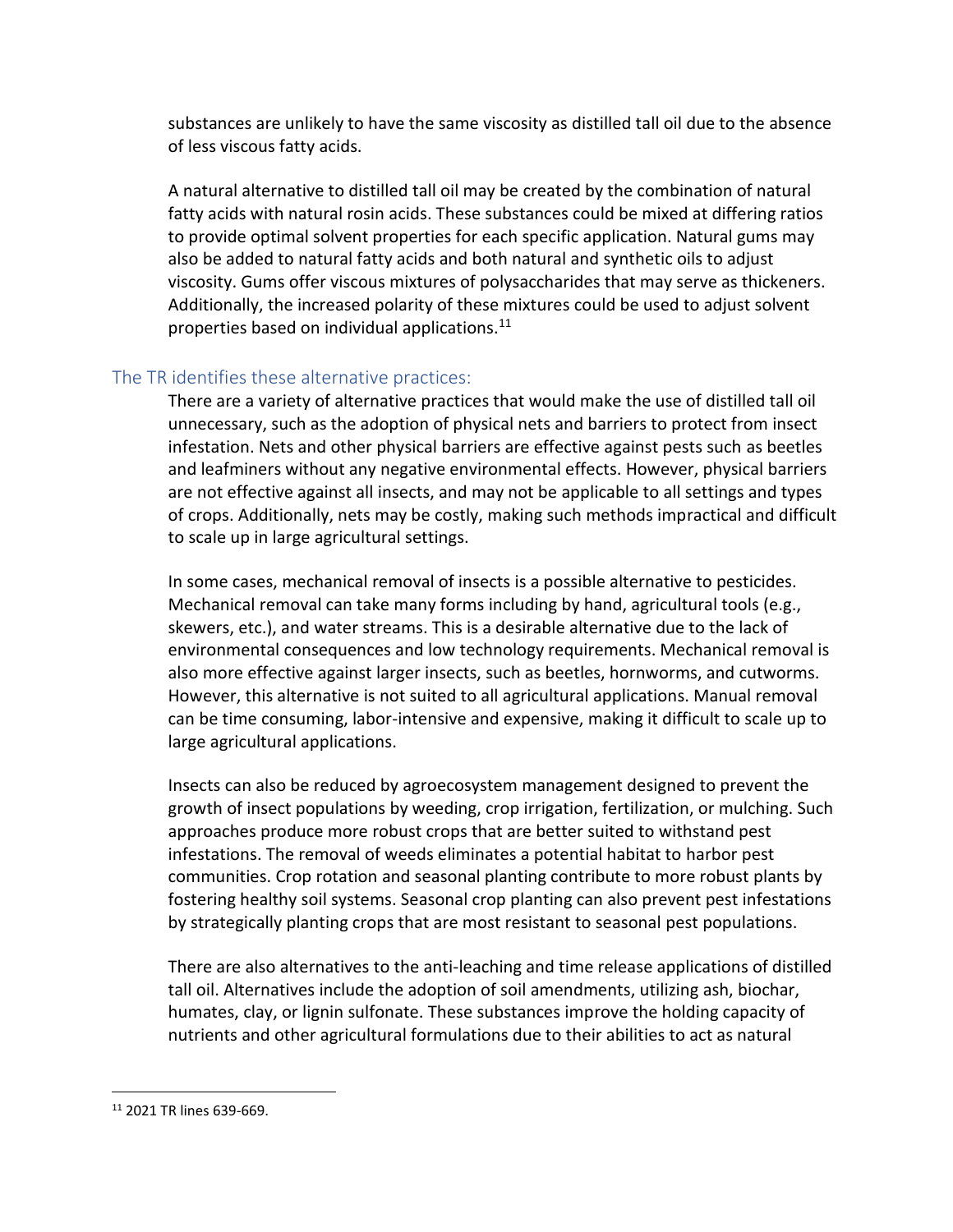substances are unlikely to have the same viscosity as distilled tall oil due to the absence of less viscous fatty acids.

A natural alternative to distilled tall oil may be created by the combination of natural fatty acids with natural rosin acids. These substances could be mixed at differing ratios to provide optimal solvent properties for each specific application. Natural gums may also be added to natural fatty acids and both natural and synthetic oils to adjust viscosity. Gums offer viscous mixtures of polysaccharides that may serve as thickeners. Additionally, the increased polarity of these mixtures could be used to adjust solvent properties based on individual applications.[11]

## The TR identifies these alternative practices:

There are a variety of alternative practices that would make the use of distilled tall oil unnecessary, such as the adoption of physical nets and barriers to protect from insect infestation. Nets and other physical barriers are effective against pests such as beetles and leafminers without any negative environmental effects. However, physical barriers are not effective against all insects, and may not be applicable to all settings and types of crops. Additionally, nets may be costly, making such methods impractical and difficult to scale up in large agricultural settings.

In some cases, mechanical removal of insects is a possible alternative to pesticides. Mechanical removal can take many forms including by hand, agricultural tools (e.g., skewers, etc.), and water streams. This is a desirable alternative due to the lack of environmental consequences and low technology requirements. Mechanical removal is also more effective against larger insects, such as beetles, hornworms, and cutworms. However, this alternative is not suited to all agricultural applications. Manual removal can be time consuming, labor-intensive and expensive, making it difficult to scale up to large agricultural applications.

Insects can also be reduced by agroecosystem management designed to prevent the growth of insect populations by weeding, crop irrigation, fertilization, or mulching. Such approaches produce more robust crops that are better suited to withstand pest infestations. The removal of weeds eliminates a potential habitat to harbor pest communities. Crop rotation and seasonal planting contribute to more robust plants by fostering healthy soil systems. Seasonal crop planting can also prevent pest infestations by strategically planting crops that are most resistant to seasonal pest populations.

There are also alternatives to the anti-leaching and time release applications of distilled tall oil. Alternatives include the adoption of soil amendments, utilizing ash, biochar, humates, clay, or lignin sulfonate. These substances improve the holding capacity of nutrients and other agricultural formulations due to their abilities to act as natural

---

[11] 2021 TR lines 639-669.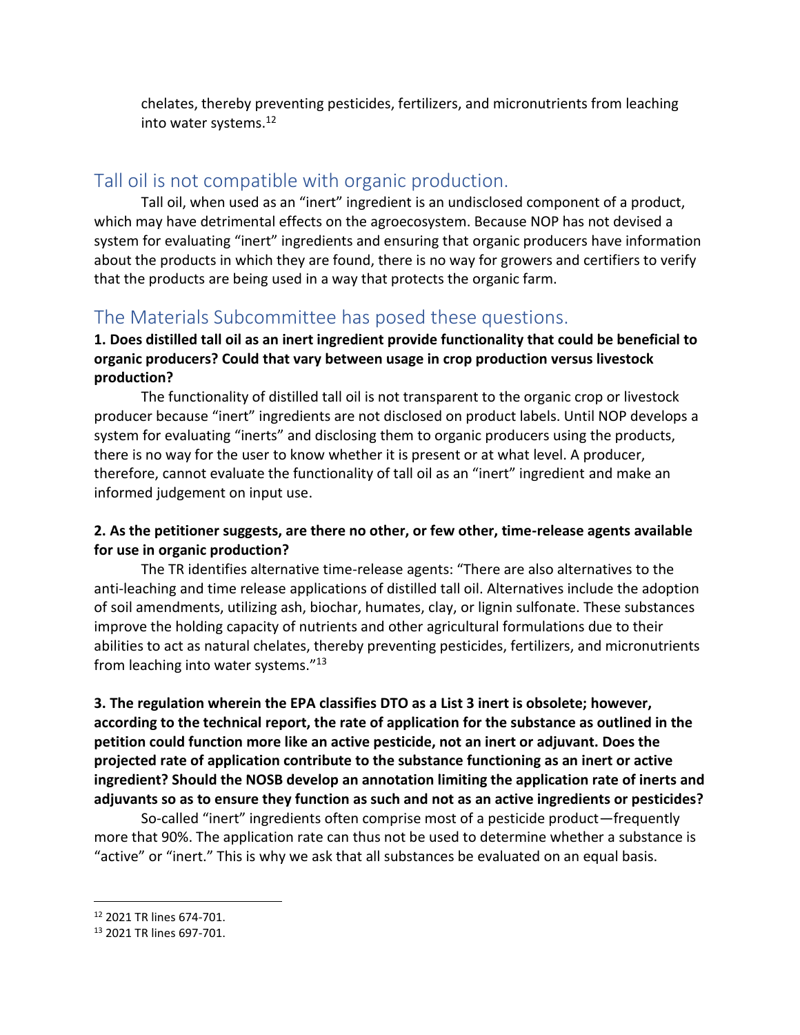chelates, thereby preventing pesticides, fertilizers, and micronutrients from leaching into water systems.[12]

## Tall oil is not compatible with organic production.

Tall oil, when used as an "inert" ingredient is an undisclosed component of a product, which may have detrimental effects on the agroecosystem. Because NOP has not devised a system for evaluating "inert" ingredients and ensuring that organic producers have information about the products in which they are found, there is no way for growers and certifiers to verify that the products are being used in a way that protects the organic farm.

## The Materials Subcommittee has posed these questions.

**1. Does distilled tall oil as an inert ingredient provide functionality that could be beneficial to organic producers? Could that vary between usage in crop production versus livestock production?**

The functionality of distilled tall oil is not transparent to the organic crop or livestock producer because "inert" ingredients are not disclosed on product labels. Until NOP develops a system for evaluating "inerts" and disclosing them to organic producers using the products, there is no way for the user to know whether it is present or at what level. A producer, therefore, cannot evaluate the functionality of tall oil as an "inert" ingredient and make an informed judgement on input use.

**2. As the petitioner suggests, are there no other, or few other, time-release agents available for use in organic production?**

The TR identifies alternative time-release agents: "There are also alternatives to the anti-leaching and time release applications of distilled tall oil. Alternatives include the adoption of soil amendments, utilizing ash, biochar, humates, clay, or lignin sulfonate. These substances improve the holding capacity of nutrients and other agricultural formulations due to their abilities to act as natural chelates, thereby preventing pesticides, fertilizers, and micronutrients from leaching into water systems."[13]

**3. The regulation wherein the EPA classifies DTO as a List 3 inert is obsolete; however, according to the technical report, the rate of application for the substance as outlined in the petition could function more like an active pesticide, not an inert or adjuvant. Does the projected rate of application contribute to the substance functioning as an inert or active ingredient? Should the NOSB develop an annotation limiting the application rate of inerts and adjuvants so as to ensure they function as such and not as an active ingredients or pesticides?**

So-called "inert" ingredients often comprise most of a pesticide product—frequently more that 90%. The application rate can thus not be used to determine whether a substance is "active" or "inert." This is why we ask that all substances be evaluated on an equal basis.

---

[12] 2021 TR lines 674-701.

[13] 2021 TR lines 697-701.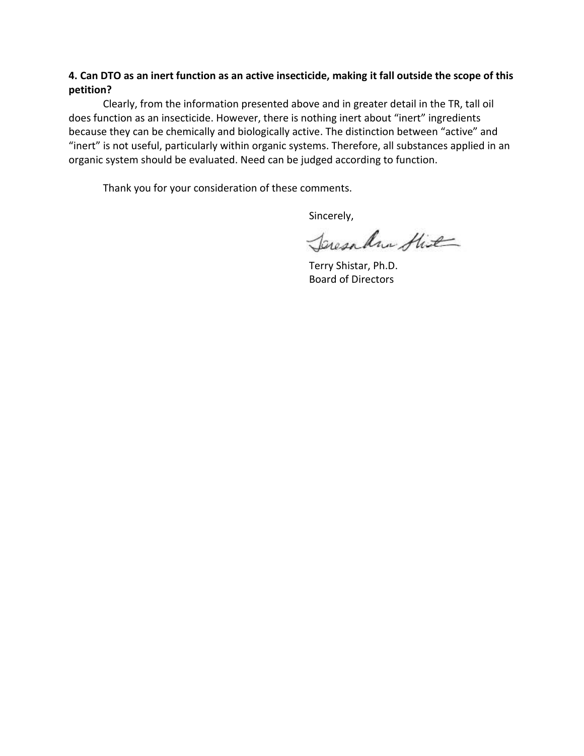**4. Can DTO as an inert function as an active insecticide, making it fall outside the scope of this petition?**

Clearly, from the information presented above and in greater detail in the TR, tall oil does function as an insecticide. However, there is nothing inert about "inert" ingredients because they can be chemically and biologically active. The distinction between "active" and "inert" is not useful, particularly within organic systems. Therefore, all substances applied in an organic system should be evaluated. Need can be judged according to function.

Thank you for your consideration of these comments.

Sincerely,

Terry Shistar, Ph.D.
Board of Directors